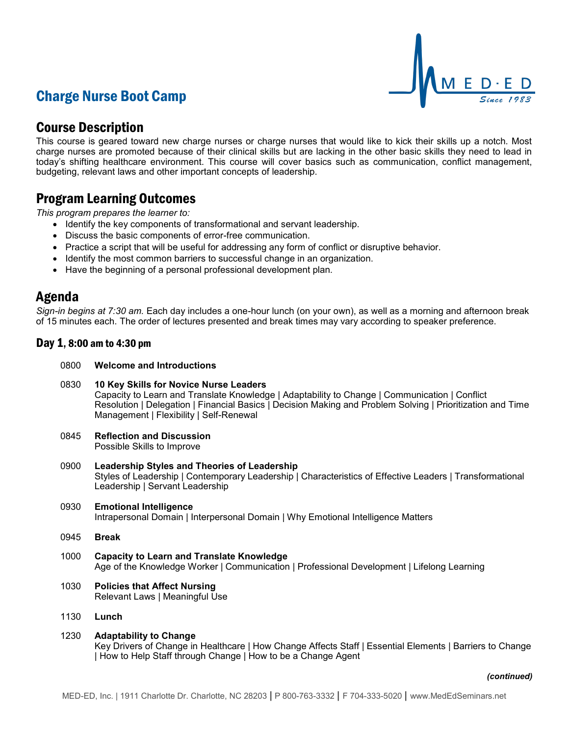# Charge Nurse Boot Camp

## Course Description

This course is geared toward new charge nurses or charge nurses that would like to kick their skills up a notch. Most charge nurses are promoted because of their clinical skills but are lacking in the other basic skills they need to lead in today's shifting healthcare environment. This course will cover basics such as communication, conflict management, budgeting, relevant laws and other important concepts of leadership.

## Program Learning Outcomes

*This program prepares the learner to:*

- Identify the key components of transformational and servant leadership.
- Discuss the basic components of error-free communication.
- Practice a script that will be useful for addressing any form of conflict or disruptive behavior.
- Identify the most common barriers to successful change in an organization.
- Have the beginning of a personal professional development plan.

## Agenda

*Sign-in begins at 7:30 am.* Each day includes a one-hour lunch (on your own), as well as a morning and afternoon break of 15 minutes each. The order of lectures presented and break times may vary according to speaker preference.

### Day 1, 8:00 am to 4:30 pm

0800 **Welcome and Introductions**

0830 **10 Key Skills for Novice Nurse Leaders**
Capacity to Learn and Translate Knowledge | Adaptability to Change | Communication | Conflict Resolution | Delegation | Financial Basics | Decision Making and Problem Solving | Prioritization and Time Management | Flexibility | Self-Renewal

0845 **Reflection and Discussion**
Possible Skills to Improve

0900 **Leadership Styles and Theories of Leadership**
Styles of Leadership | Contemporary Leadership | Characteristics of Effective Leaders | Transformational Leadership | Servant Leadership

0930 **Emotional Intelligence**
Intrapersonal Domain | Interpersonal Domain | Why Emotional Intelligence Matters

0945 **Break**

1000 **Capacity to Learn and Translate Knowledge**
Age of the Knowledge Worker | Communication | Professional Development | Lifelong Learning

1030 **Policies that Affect Nursing**
Relevant Laws | Meaningful Use

1130 **Lunch**

1230 **Adaptability to Change**
Key Drivers of Change in Healthcare | How Change Affects Staff | Essential Elements | Barriers to Change | How to Help Staff through Change | How to be a Change Agent

***(continued)***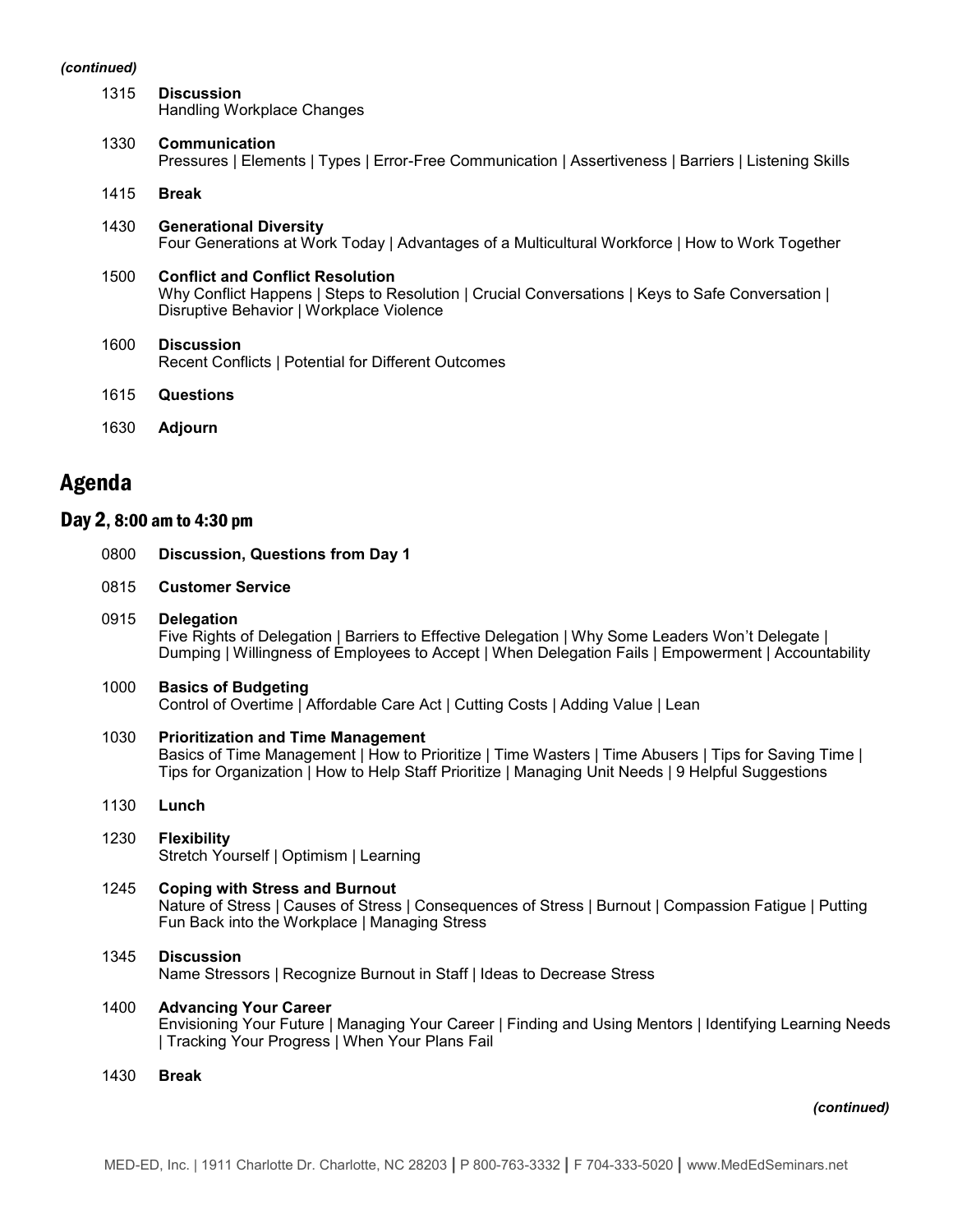*(continued)*

**1315 Discussion**
Handling Workplace Changes

**1330 Communication**
Pressures | Elements | Types | Error-Free Communication | Assertiveness | Barriers | Listening Skills

**1415 Break**

**1430 Generational Diversity**
Four Generations at Work Today | Advantages of a Multicultural Workforce | How to Work Together

**1500 Conflict and Conflict Resolution**
Why Conflict Happens | Steps to Resolution | Crucial Conversations | Keys to Safe Conversation | Disruptive Behavior | Workplace Violence

**1600 Discussion**
Recent Conflicts | Potential for Different Outcomes

**1615 Questions**

**1630 Adjourn**

## Agenda

### Day 2, 8:00 am to 4:30 pm

**0800 Discussion, Questions from Day 1**

**0815 Customer Service**

**0915 Delegation**
Five Rights of Delegation | Barriers to Effective Delegation | Why Some Leaders Won't Delegate | Dumping | Willingness of Employees to Accept | When Delegation Fails | Empowerment | Accountability

**1000 Basics of Budgeting**
Control of Overtime | Affordable Care Act | Cutting Costs | Adding Value | Lean

**1030 Prioritization and Time Management**
Basics of Time Management | How to Prioritize | Time Wasters | Time Abusers | Tips for Saving Time | Tips for Organization | How to Help Staff Prioritize | Managing Unit Needs | 9 Helpful Suggestions

**1130 Lunch**

**1230 Flexibility**
Stretch Yourself | Optimism | Learning

**1245 Coping with Stress and Burnout**
Nature of Stress | Causes of Stress | Consequences of Stress | Burnout | Compassion Fatigue | Putting Fun Back into the Workplace | Managing Stress

**1345 Discussion**
Name Stressors | Recognize Burnout in Staff | Ideas to Decrease Stress

**1400 Advancing Your Career**
Envisioning Your Future | Managing Your Career | Finding and Using Mentors | Identifying Learning Needs | Tracking Your Progress | When Your Plans Fail

**1430 Break**

*(continued)*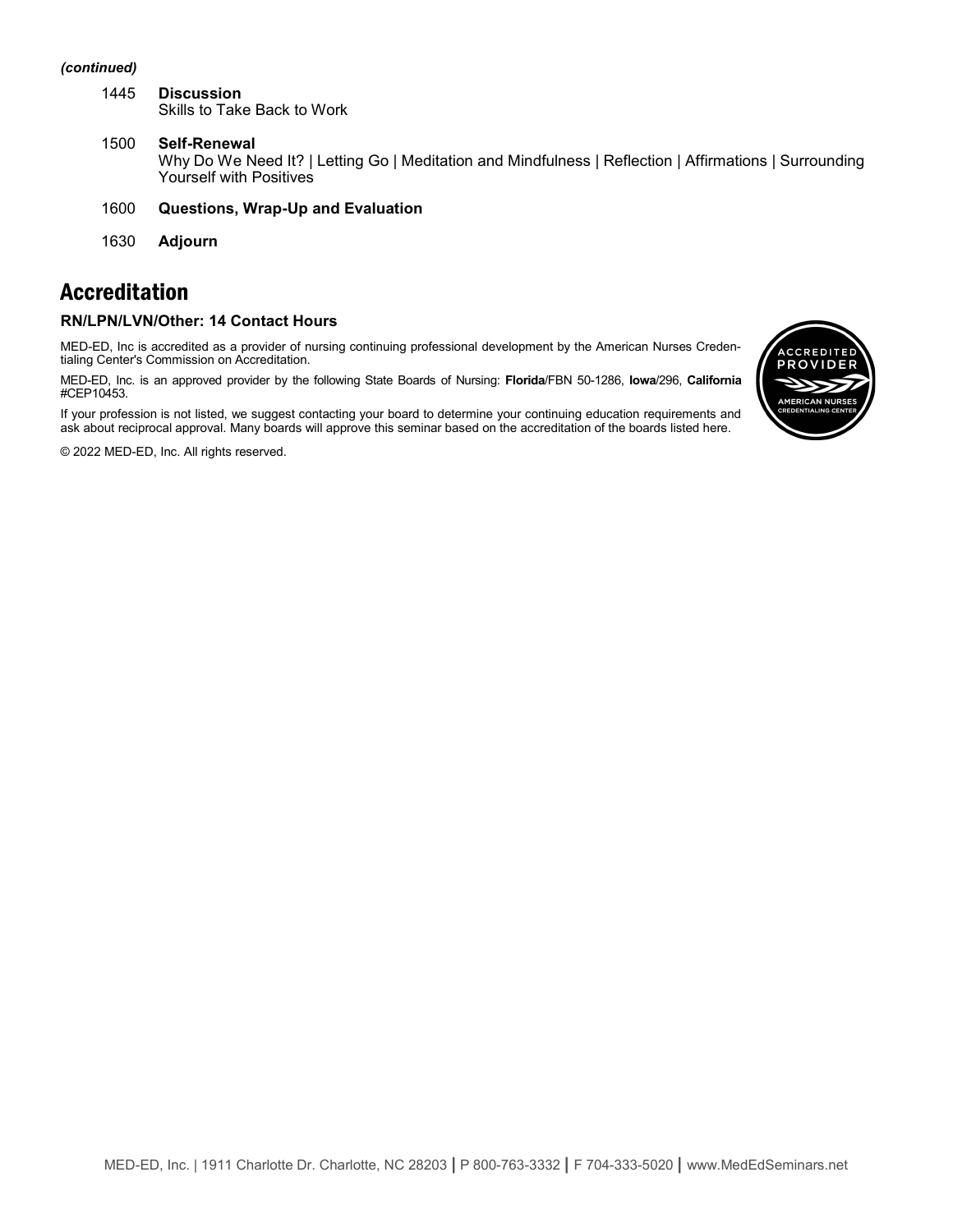*(continued)*

1445 **Discussion**
Skills to Take Back to Work

1500 **Self-Renewal**
Why Do We Need It? | Letting Go | Meditation and Mindfulness | Reflection | Affirmations | Surrounding Yourself with Positives

1600 **Questions, Wrap-Up and Evaluation**

1630 **Adjourn**

## Accreditation

**RN/LPN/LVN/Other: 14 Contact Hours**

MED-ED, Inc is accredited as a provider of nursing continuing professional development by the American Nurses Credentialing Center's Commission on Accreditation.

MED-ED, Inc. is an approved provider by the following State Boards of Nursing: **Florida**/FBN 50-1286, **Iowa**/296, **California** #CEP10453.

If your profession is not listed, we suggest contacting your board to determine your continuing education requirements and ask about reciprocal approval. Many boards will approve this seminar based on the accreditation of the boards listed here.

ACCREDITED PROVIDER
AMERICAN NURSES CREDENTIALING CENTER

© 2022 MED-ED, Inc. All rights reserved.

MED-ED, Inc. | 1911 Charlotte Dr. Charlotte, NC 28203 | P 800-763-3332 | F 704-333-5020 | www.MedEdSeminars.net